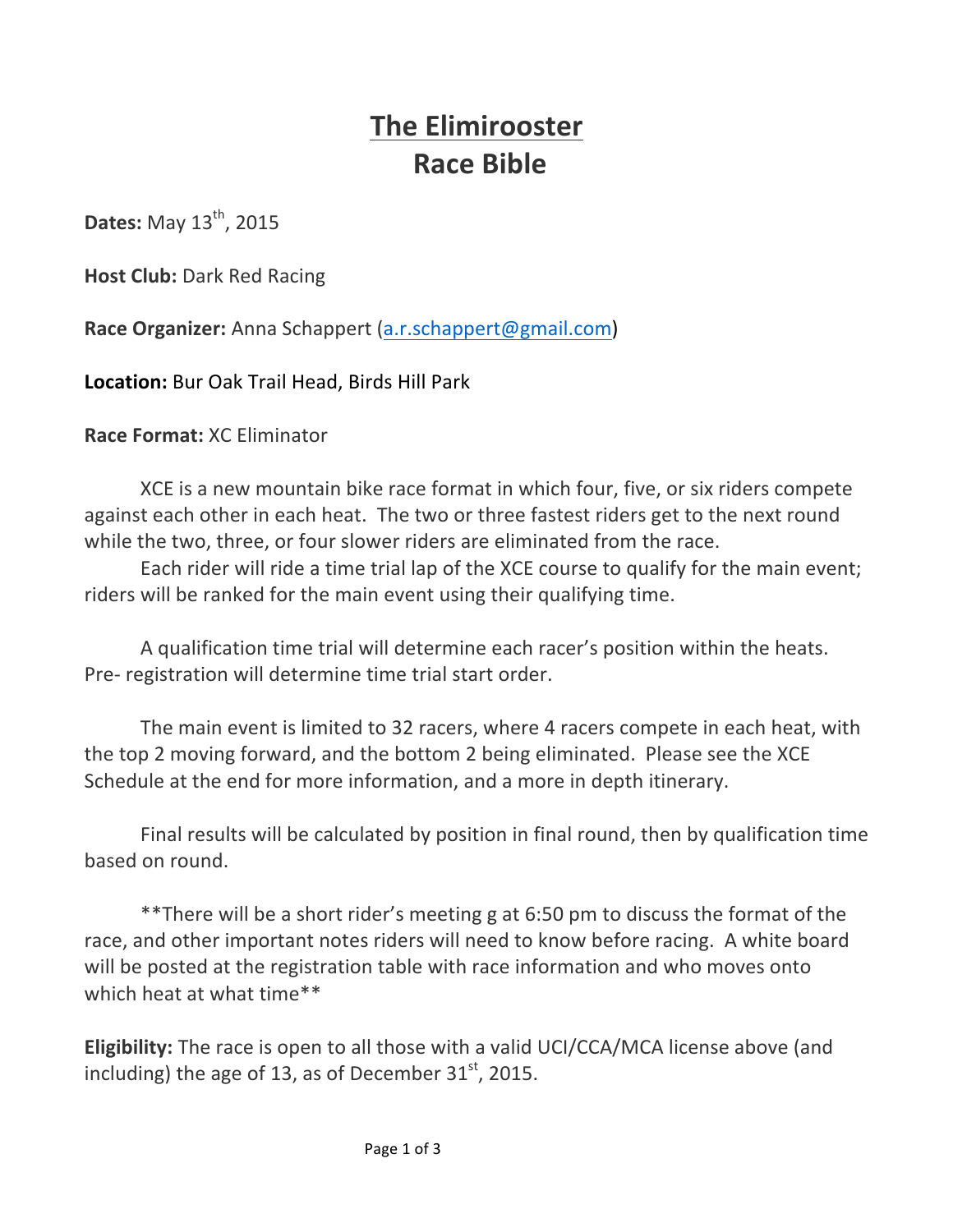# The Elimirooster
# Race Bible

**Dates:** May 13th, 2015

**Host Club:** Dark Red Racing

**Race Organizer:** Anna Schappert (a.r.schappert@gmail.com)

**Location:** Bur Oak Trail Head, Birds Hill Park

**Race Format:** XC Eliminator

XCE is a new mountain bike race format in which four, five, or six riders compete against each other in each heat. The two or three fastest riders get to the next round while the two, three, or four slower riders are eliminated from the race.

Each rider will ride a time trial lap of the XCE course to qualify for the main event; riders will be ranked for the main event using their qualifying time.

A qualification time trial will determine each racer's position within the heats. Pre- registration will determine time trial start order.

The main event is limited to 32 racers, where 4 racers compete in each heat, with the top 2 moving forward, and the bottom 2 being eliminated. Please see the XCE Schedule at the end for more information, and a more in depth itinerary.

Final results will be calculated by position in final round, then by qualification time based on round.

**There will be a short rider's meeting g at 6:50 pm to discuss the format of the race, and other important notes riders will need to know before racing. A white board will be posted at the registration table with race information and who moves onto which heat at what time**

**Eligibility:** The race is open to all those with a valid UCI/CCA/MCA license above (and including) the age of 13, as of December 31st, 2015.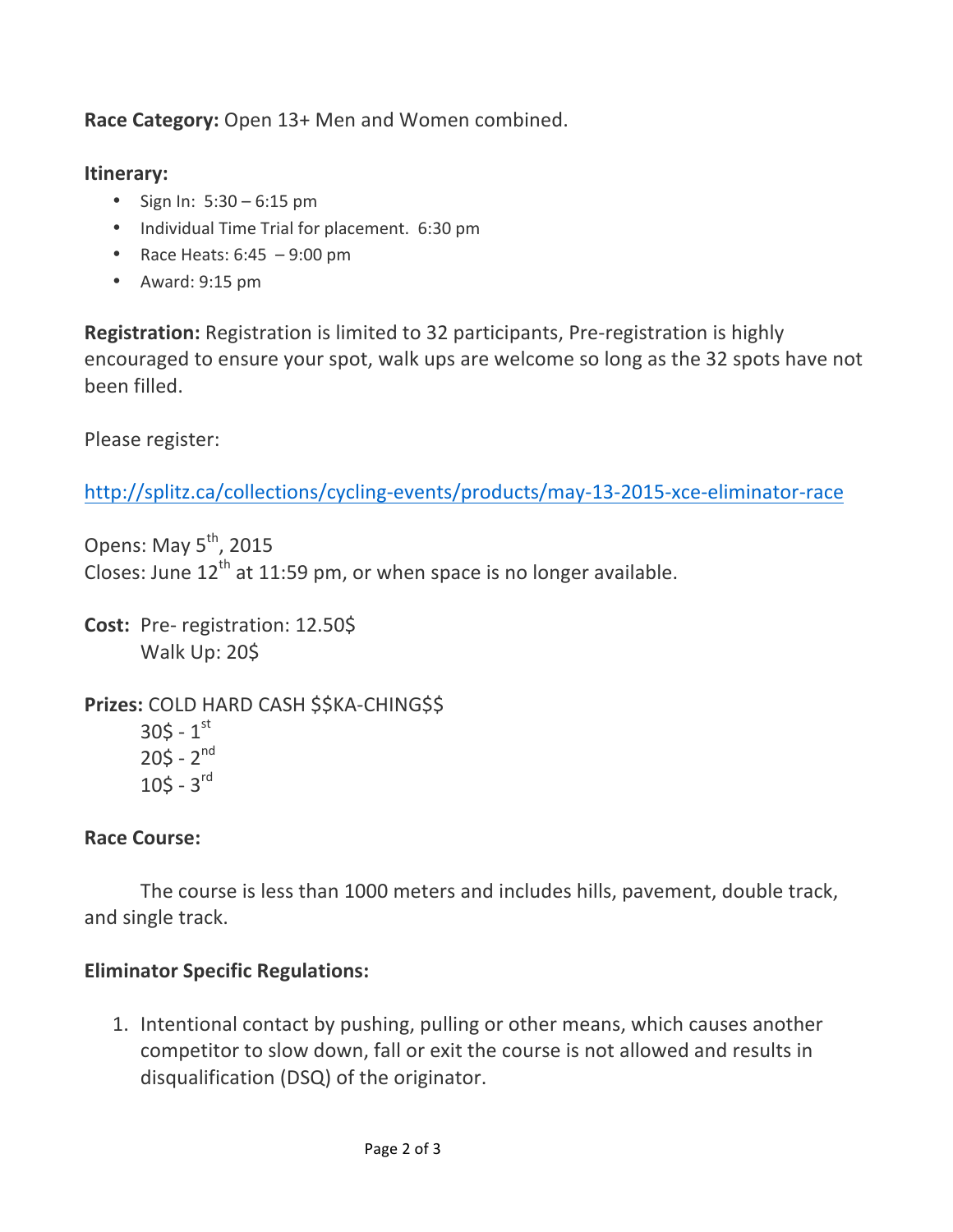**Race Category:** Open 13+ Men and Women combined.

**Itinerary:**

- Sign In: 5:30 – 6:15 pm
- Individual Time Trial for placement. 6:30 pm
- Race Heats: 6:45 – 9:00 pm
- Award: 9:15 pm

**Registration:** Registration is limited to 32 participants, Pre-registration is highly encouraged to ensure your spot, walk ups are welcome so long as the 32 spots have not been filled.

Please register:

http://splitz.ca/collections/cycling-events/products/may-13-2015-xce-eliminator-race

Opens: May 5th, 2015
Closes: June 12th at 11:59 pm, or when space is no longer available.

**Cost:** Pre- registration: 12.50$
Walk Up: 20$

**Prizes:** COLD HARD CASH $$KA-CHING$$
30$ - 1st
20$ - 2nd
10$ - 3rd

**Race Course:**

The course is less than 1000 meters and includes hills, pavement, double track, and single track.

**Eliminator Specific Regulations:**

1. Intentional contact by pushing, pulling or other means, which causes another competitor to slow down, fall or exit the course is not allowed and results in disqualification (DSQ) of the originator.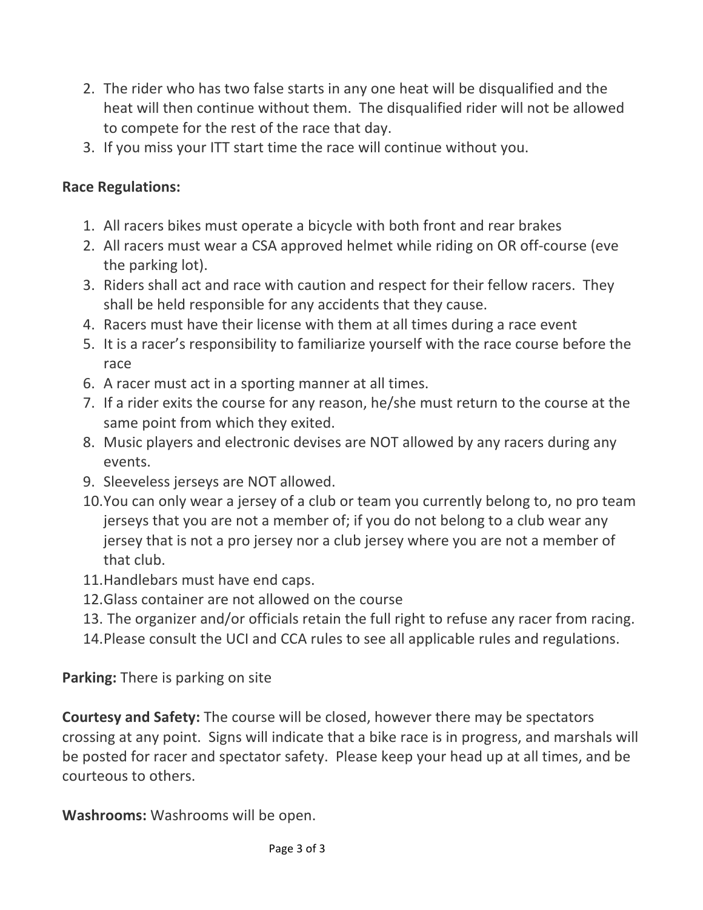2. The rider who has two false starts in any one heat will be disqualified and the heat will then continue without them. The disqualified rider will not be allowed to compete for the rest of the race that day.
3. If you miss your ITT start time the race will continue without you.

**Race Regulations:**

1. All racers bikes must operate a bicycle with both front and rear brakes
2. All racers must wear a CSA approved helmet while riding on OR off-course (eve the parking lot).
3. Riders shall act and race with caution and respect for their fellow racers. They shall be held responsible for any accidents that they cause.
4. Racers must have their license with them at all times during a race event
5. It is a racer's responsibility to familiarize yourself with the race course before the race
6. A racer must act in a sporting manner at all times.
7. If a rider exits the course for any reason, he/she must return to the course at the same point from which they exited.
8. Music players and electronic devises are NOT allowed by any racers during any events.
9. Sleeveless jerseys are NOT allowed.
10. You can only wear a jersey of a club or team you currently belong to, no pro team jerseys that you are not a member of; if you do not belong to a club wear any jersey that is not a pro jersey nor a club jersey where you are not a member of that club.
11. Handlebars must have end caps.
12. Glass container are not allowed on the course
13. The organizer and/or officials retain the full right to refuse any racer from racing.
14. Please consult the UCI and CCA rules to see all applicable rules and regulations.

**Parking:** There is parking on site

**Courtesy and Safety:** The course will be closed, however there may be spectators crossing at any point. Signs will indicate that a bike race is in progress, and marshals will be posted for racer and spectator safety. Please keep your head up at all times, and be courteous to others.

**Washrooms:** Washrooms will be open.